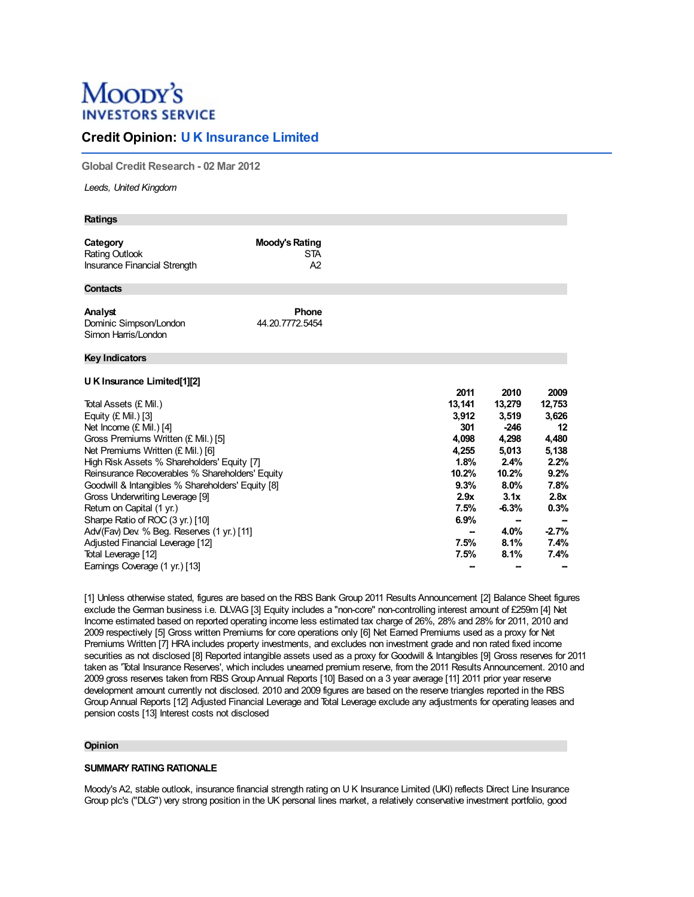# Moody's INVESTORS SERVICE

## Credit Opinion: U K Insurance Limited

**Global Credit Research - 02 Mar 2012**

*Leeds, United Kingdom*

### Ratings

| **Category** | **Moody's Rating** |
|---|---|
| Rating Outlook | STA |
| Insurance Financial Strength | A2 |

### Contacts

| **Analyst** | **Phone** |
|---|---|
| Dominic Simpson/London | 44.20.7772.5454 |
| Simon Harris/London | |

### Key Indicators

**U K Insurance Limited[1][2]**

| | **2011** | **2010** | **2009** |
|---|---|---|---|
| Total Assets (£ Mil.) | **13,141** | **13,279** | **12,753** |
| Equity (£ Mil.) [3] | **3,912** | **3,519** | **3,626** |
| Net Income (£ Mil.) [4] | **301** | **-246** | **12** |
| Gross Premiums Written (£ Mil.) [5] | **4,098** | **4,298** | **4,480** |
| Net Premiums Written (£ Mil.) [6] | **4,255** | **5,013** | **5,138** |
| High Risk Assets % Shareholders' Equity [7] | **1.8%** | **2.4%** | **2.2%** |
| Reinsurance Recoverables % Shareholders' Equity | **10.2%** | **10.2%** | **9.2%** |
| Goodwill & Intangibles % Shareholders' Equity [8] | **9.3%** | **8.0%** | **7.8%** |
| Gross Underwriting Leverage [9] | **2.9x** | **3.1x** | **2.8x** |
| Return on Capital (1 yr.) | **7.5%** | **-6.3%** | **0.3%** |
| Sharpe Ratio of ROC (3 yr.) [10] | **6.9%** | **--** | **--** |
| Adv/(Fav) Dev. % Beg. Reserves (1 yr.) [11] | **--** | **4.0%** | **-2.7%** |
| Adjusted Financial Leverage [12] | **7.5%** | **8.1%** | **7.4%** |
| Total Leverage [12] | **7.5%** | **8.1%** | **7.4%** |
| Earnings Coverage (1 yr.) [13] | **--** | **--** | **--** |

[1] Unless otherwise stated, figures are based on the RBS Bank Group 2011 Results Announcement [2] Balance Sheet figures exclude the German business i.e. DLVAG [3] Equity includes a "non-core" non-controlling interest amount of £259m [4] Net Income estimated based on reported operating income less estimated tax charge of 26%, 28% and 28% for 2011, 2010 and 2009 respectively [5] Gross written Premiums for core operations only [6] Net Earned Premiums used as a proxy for Net Premiums Written [7] HRA includes property investments, and excludes non investment grade and non rated fixed income securities as not disclosed [8] Reported intangible assets used as a proxy for Goodwill & Intangibles [9] Gross reserves for 2011 taken as 'Total Insurance Reserves', which includes unearned premium reserve, from the 2011 Results Announcement. 2010 and 2009 gross reserves taken from RBS Group Annual Reports [10] Based on a 3 year average [11] 2011 prior year reserve development amount currently not disclosed. 2010 and 2009 figures are based on the reserve triangles reported in the RBS Group Annual Reports [12] Adjusted Financial Leverage and Total Leverage exclude any adjustments for operating leases and pension costs [13] Interest costs not disclosed

### Opinion

#### SUMMARY RATING RATIONALE

Moody's A2, stable outlook, insurance financial strength rating on U K Insurance Limited (UKI) reflects Direct Line Insurance Group plc's ("DLG") very strong position in the UK personal lines market, a relatively conservative investment portfolio, good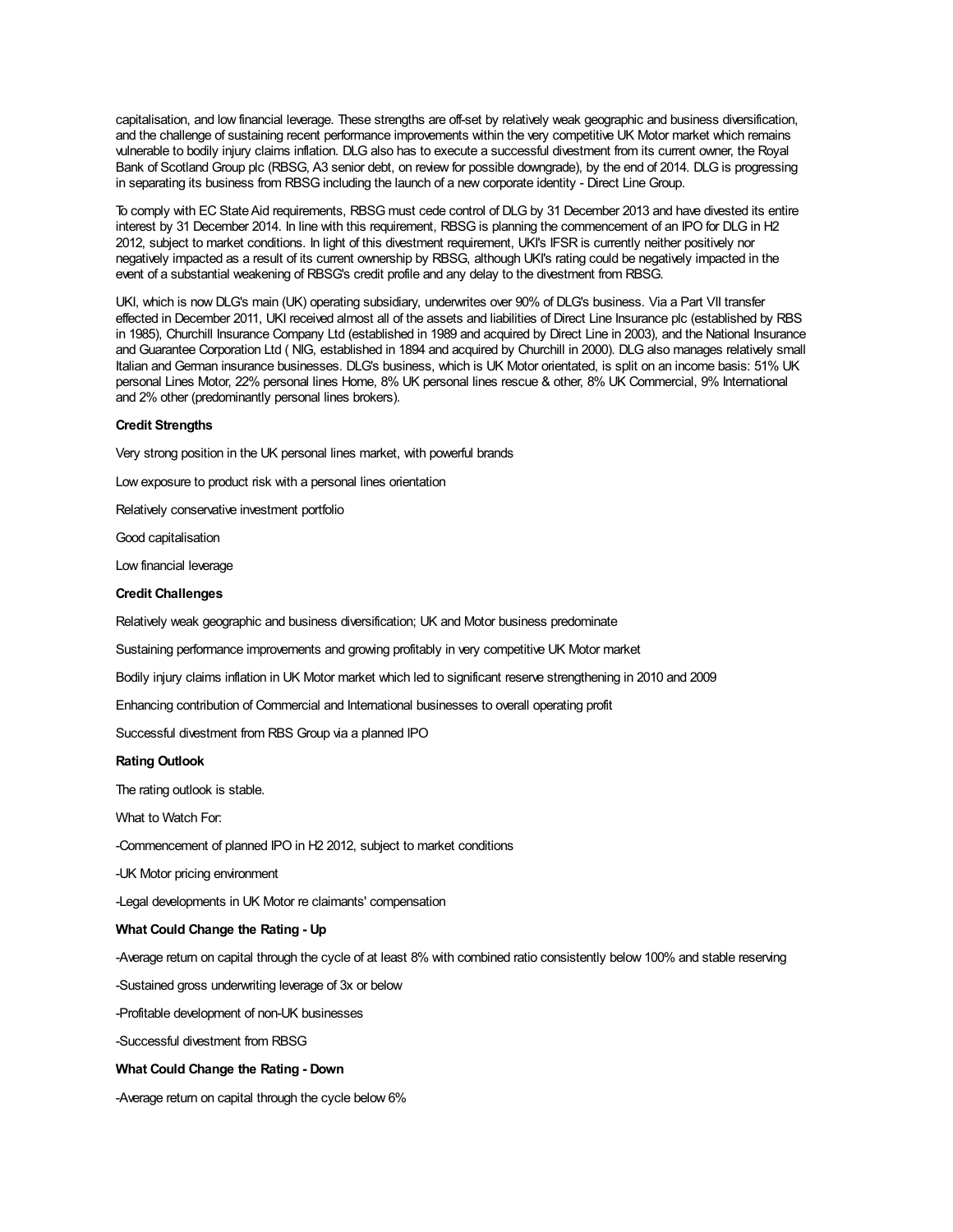capitalisation, and low financial leverage. These strengths are off-set by relatively weak geographic and business diversification, and the challenge of sustaining recent performance improvements within the very competitive UK Motor market which remains vulnerable to bodily injury claims inflation. DLG also has to execute a successful divestment from its current owner, the Royal Bank of Scotland Group plc (RBSG, A3 senior debt, on review for possible downgrade), by the end of 2014. DLG is progressing in separating its business from RBSG including the launch of a new corporate identity - Direct Line Group.

To comply with EC State Aid requirements, RBSG must cede control of DLG by 31 December 2013 and have divested its entire interest by 31 December 2014. In line with this requirement, RBSG is planning the commencement of an IPO for DLG in H2 2012, subject to market conditions. In light of this divestment requirement, UKI's IFSR is currently neither positively nor negatively impacted as a result of its current ownership by RBSG, although UKI's rating could be negatively impacted in the event of a substantial weakening of RBSG's credit profile and any delay to the divestment from RBSG.

UKI, which is now DLG's main (UK) operating subsidiary, underwrites over 90% of DLG's business. Via a Part VII transfer effected in December 2011, UKI received almost all of the assets and liabilities of Direct Line Insurance plc (established by RBS in 1985), Churchill Insurance Company Ltd (established in 1989 and acquired by Direct Line in 2003), and the National Insurance and Guarantee Corporation Ltd ( NIG, established in 1894 and acquired by Churchill in 2000). DLG also manages relatively small Italian and German insurance businesses. DLG's business, which is UK Motor orientated, is split on an income basis: 51% UK personal Lines Motor, 22% personal lines Home, 8% UK personal lines rescue & other, 8% UK Commercial, 9% International and 2% other (predominantly personal lines brokers).

**Credit Strengths**

Very strong position in the UK personal lines market, with powerful brands

Low exposure to product risk with a personal lines orientation

Relatively conservative investment portfolio

Good capitalisation

Low financial leverage

**Credit Challenges**

Relatively weak geographic and business diversification; UK and Motor business predominate

Sustaining performance improvements and growing profitably in very competitive UK Motor market

Bodily injury claims inflation in UK Motor market which led to significant reserve strengthening in 2010 and 2009

Enhancing contribution of Commercial and International businesses to overall operating profit

Successful divestment from RBS Group via a planned IPO

**Rating Outlook**

The rating outlook is stable.

What to Watch For:

-Commencement of planned IPO in H2 2012, subject to market conditions

-UK Motor pricing environment

-Legal developments in UK Motor re claimants' compensation

**What Could Change the Rating - Up**

-Average return on capital through the cycle of at least 8% with combined ratio consistently below 100% and stable reserving

-Sustained gross underwriting leverage of 3x or below

-Profitable development of non-UK businesses

-Successful divestment from RBSG

**What Could Change the Rating - Down**

-Average return on capital through the cycle below 6%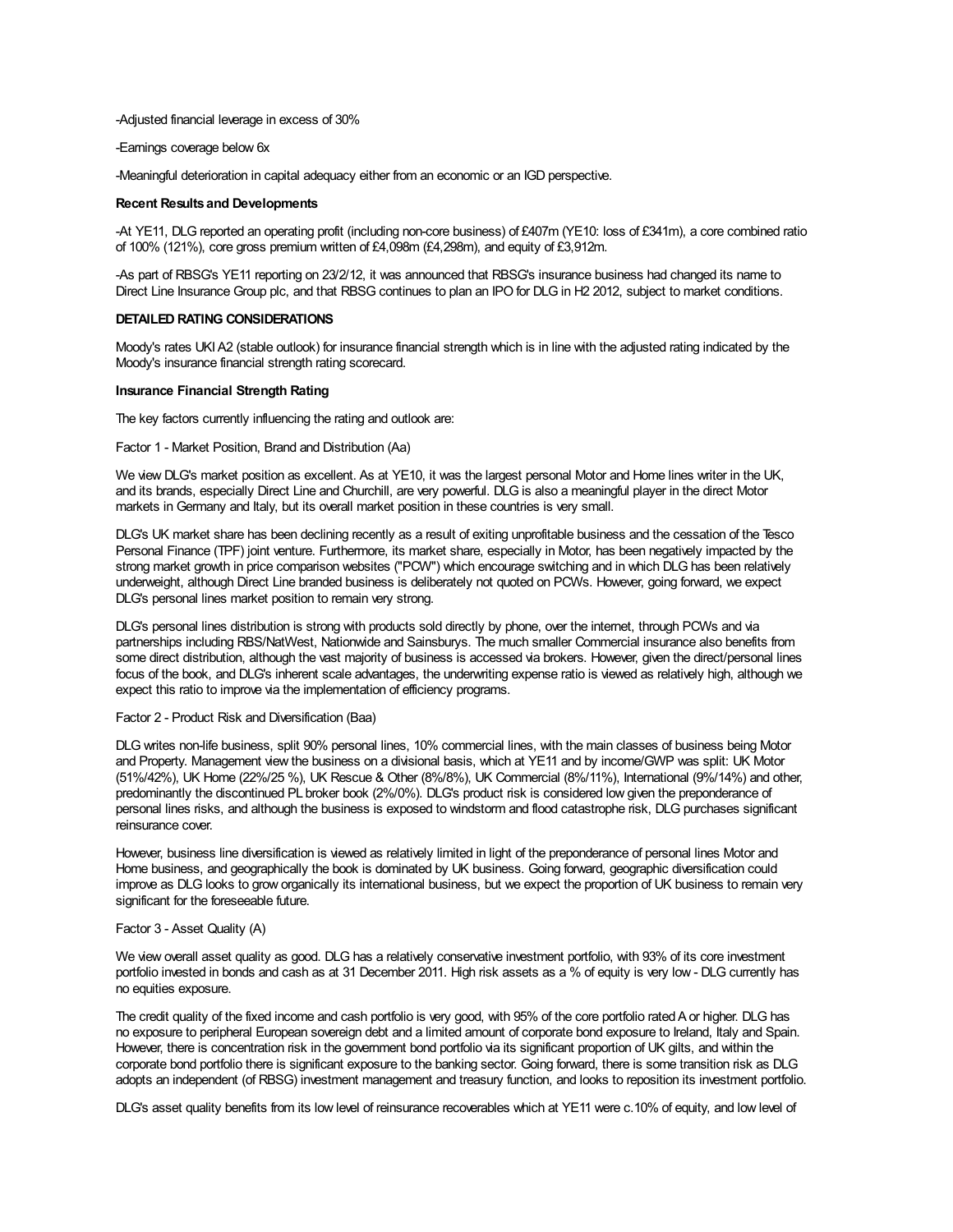-Adjusted financial leverage in excess of 30%

-Earnings coverage below 6x

-Meaningful deterioration in capital adequacy either from an economic or an IGD perspective.

**Recent Results and Developments**

-At YE11, DLG reported an operating profit (including non-core business) of £407m (YE10: loss of £341m), a core combined ratio of 100% (121%), core gross premium written of £4,098m (£4,298m), and equity of £3,912m.

-As part of RBSG's YE11 reporting on 23/2/12, it was announced that RBSG's insurance business had changed its name to Direct Line Insurance Group plc, and that RBSG continues to plan an IPO for DLG in H2 2012, subject to market conditions.

**DETAILED RATING CONSIDERATIONS**

Moody's rates UKI A2 (stable outlook) for insurance financial strength which is in line with the adjusted rating indicated by the Moody's insurance financial strength rating scorecard.

**Insurance Financial Strength Rating**

The key factors currently influencing the rating and outlook are:

Factor 1 - Market Position, Brand and Distribution (Aa)

We view DLG's market position as excellent. As at YE10, it was the largest personal Motor and Home lines writer in the UK, and its brands, especially Direct Line and Churchill, are very powerful. DLG is also a meaningful player in the direct Motor markets in Germany and Italy, but its overall market position in these countries is very small.

DLG's UK market share has been declining recently as a result of exiting unprofitable business and the cessation of the Tesco Personal Finance (TPF) joint venture. Furthermore, its market share, especially in Motor, has been negatively impacted by the strong market growth in price comparison websites ("PCW") which encourage switching and in which DLG has been relatively underweight, although Direct Line branded business is deliberately not quoted on PCWs. However, going forward, we expect DLG's personal lines market position to remain very strong.

DLG's personal lines distribution is strong with products sold directly by phone, over the internet, through PCWs and via partnerships including RBS/NatWest, Nationwide and Sainsburys. The much smaller Commercial insurance also benefits from some direct distribution, although the vast majority of business is accessed via brokers. However, given the direct/personal lines focus of the book, and DLG's inherent scale advantages, the underwriting expense ratio is viewed as relatively high, although we expect this ratio to improve via the implementation of efficiency programs.

Factor 2 - Product Risk and Diversification (Baa)

DLG writes non-life business, split 90% personal lines, 10% commercial lines, with the main classes of business being Motor and Property. Management view the business on a divisional basis, which at YE11 and by income/GWP was split: UK Motor (51%/42%), UK Home (22%/25 %), UK Rescue & Other (8%/8%), UK Commercial (8%/11%), International (9%/14%) and other, predominantly the discontinued PL broker book (2%/0%). DLG's product risk is considered low given the preponderance of personal lines risks, and although the business is exposed to windstorm and flood catastrophe risk, DLG purchases significant reinsurance cover.

However, business line diversification is viewed as relatively limited in light of the preponderance of personal lines Motor and Home business, and geographically the book is dominated by UK business. Going forward, geographic diversification could improve as DLG looks to grow organically its international business, but we expect the proportion of UK business to remain very significant for the foreseeable future.

Factor 3 - Asset Quality (A)

We view overall asset quality as good. DLG has a relatively conservative investment portfolio, with 93% of its core investment portfolio invested in bonds and cash as at 31 December 2011. High risk assets as a % of equity is very low - DLG currently has no equities exposure.

The credit quality of the fixed income and cash portfolio is very good, with 95% of the core portfolio rated A or higher. DLG has no exposure to peripheral European sovereign debt and a limited amount of corporate bond exposure to Ireland, Italy and Spain. However, there is concentration risk in the government bond portfolio via its significant proportion of UK gilts, and within the corporate bond portfolio there is significant exposure to the banking sector. Going forward, there is some transition risk as DLG adopts an independent (of RBSG) investment management and treasury function, and looks to reposition its investment portfolio.

DLG's asset quality benefits from its low level of reinsurance recoverables which at YE11 were c.10% of equity, and low level of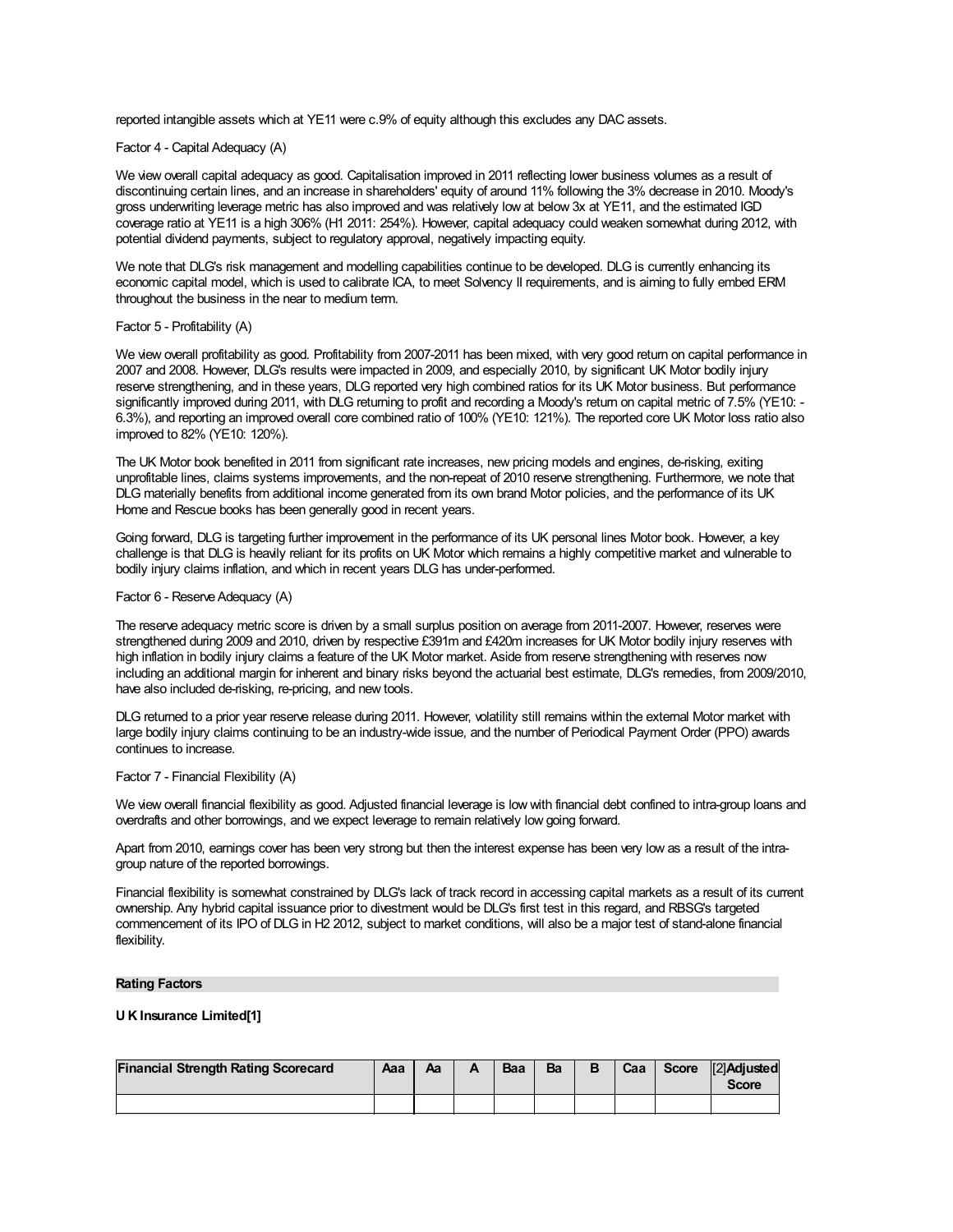reported intangible assets which at YE11 were c.9% of equity although this excludes any DAC assets.

Factor 4 - Capital Adequacy (A)

We view overall capital adequacy as good. Capitalisation improved in 2011 reflecting lower business volumes as a result of discontinuing certain lines, and an increase in shareholders' equity of around 11% following the 3% decrease in 2010. Moody's gross underwriting leverage metric has also improved and was relatively low at below 3x at YE11, and the estimated IGD coverage ratio at YE11 is a high 306% (H1 2011: 254%). However, capital adequacy could weaken somewhat during 2012, with potential dividend payments, subject to regulatory approval, negatively impacting equity.

We note that DLG's risk management and modelling capabilities continue to be developed. DLG is currently enhancing its economic capital model, which is used to calibrate ICA, to meet Solvency II requirements, and is aiming to fully embed ERM throughout the business in the near to medium term.

Factor 5 - Profitability (A)

We view overall profitability as good. Profitability from 2007-2011 has been mixed, with very good return on capital performance in 2007 and 2008. However, DLG's results were impacted in 2009, and especially 2010, by significant UK Motor bodily injury reserve strengthening, and in these years, DLG reported very high combined ratios for its UK Motor business. But performance significantly improved during 2011, with DLG returning to profit and recording a Moody's return on capital metric of 7.5% (YE10: -6.3%), and reporting an improved overall core combined ratio of 100% (YE10: 121%). The reported core UK Motor loss ratio also improved to 82% (YE10: 120%).

The UK Motor book benefited in 2011 from significant rate increases, new pricing models and engines, de-risking, exiting unprofitable lines, claims systems improvements, and the non-repeat of 2010 reserve strengthening. Furthermore, we note that DLG materially benefits from additional income generated from its own brand Motor policies, and the performance of its UK Home and Rescue books has been generally good in recent years.

Going forward, DLG is targeting further improvement in the performance of its UK personal lines Motor book. However, a key challenge is that DLG is heavily reliant for its profits on UK Motor which remains a highly competitive market and vulnerable to bodily injury claims inflation, and which in recent years DLG has under-performed.

Factor 6 - Reserve Adequacy (A)

The reserve adequacy metric score is driven by a small surplus position on average from 2011-2007. However, reserves were strengthened during 2009 and 2010, driven by respective £391m and £420m increases for UK Motor bodily injury reserves with high inflation in bodily injury claims a feature of the UK Motor market. Aside from reserve strengthening with reserves now including an additional margin for inherent and binary risks beyond the actuarial best estimate, DLG's remedies, from 2009/2010, have also included de-risking, re-pricing, and new tools.

DLG returned to a prior year reserve release during 2011. However, volatility still remains within the external Motor market with large bodily injury claims continuing to be an industry-wide issue, and the number of Periodical Payment Order (PPO) awards continues to increase.

Factor 7 - Financial Flexibility (A)

We view overall financial flexibility as good. Adjusted financial leverage is low with financial debt confined to intra-group loans and overdrafts and other borrowings, and we expect leverage to remain relatively low going forward.

Apart from 2010, earnings cover has been very strong but then the interest expense has been very low as a result of the intra-group nature of the reported borrowings.

Financial flexibility is somewhat constrained by DLG's lack of track record in accessing capital markets as a result of its current ownership. Any hybrid capital issuance prior to divestment would be DLG's first test in this regard, and RBSG's targeted commencement of its IPO of DLG in H2 2012, subject to market conditions, will also be a major test of stand-alone financial flexibility.

## Rating Factors

**U K Insurance Limited[1]**

| **Financial Strength Rating Scorecard** | **Aaa** | **Aa** | **A** | **Baa** | **Ba** | **B** | **Caa** | **Score** | [2]**Adjusted Score** |
|---|---|---|---|---|---|---|---|---|---|
| | | | | | | | | | |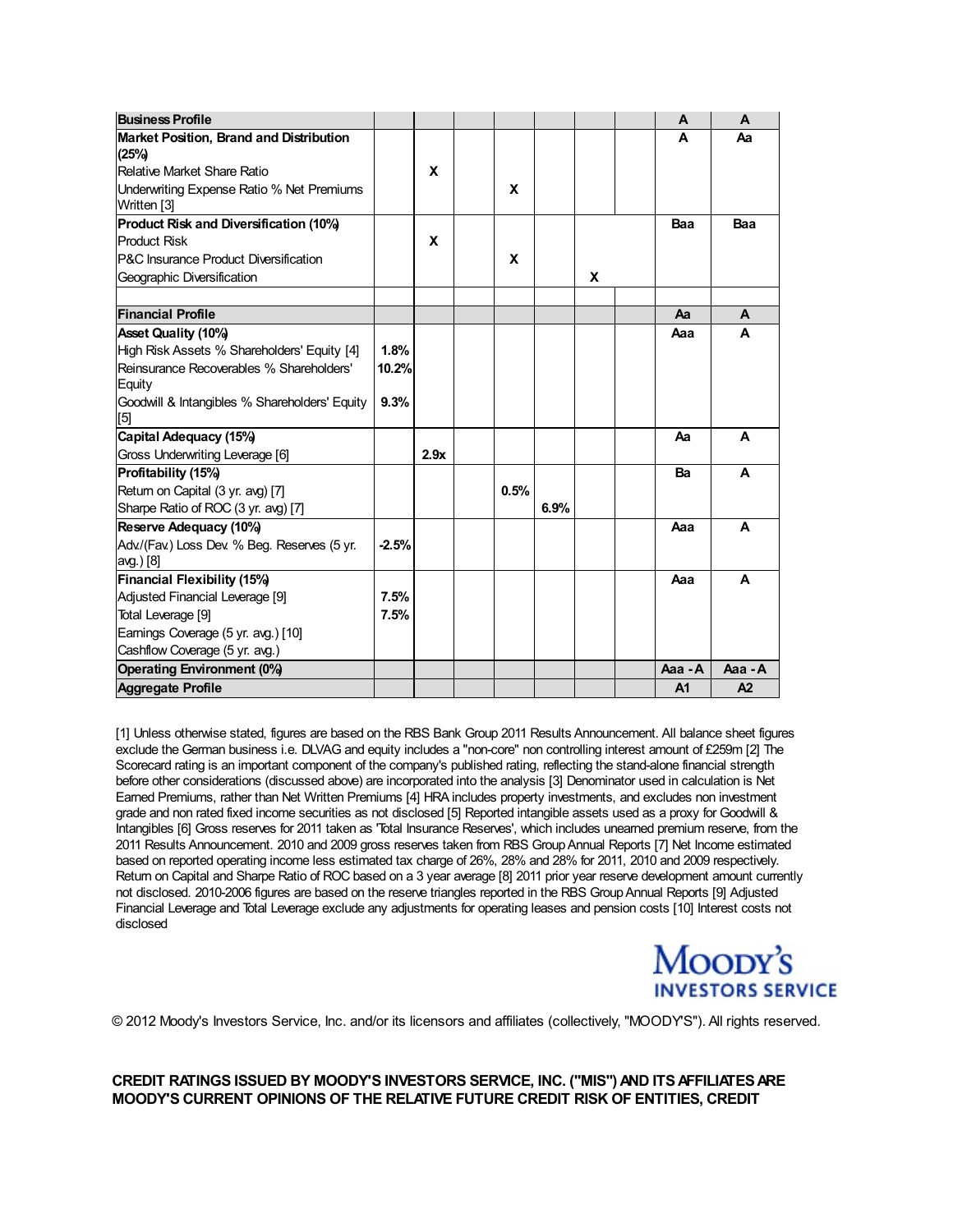| Business Profile | | | | | | | | A | A |
|---|---|---|---|---|---|---|---|---|---|
| **Market Position, Brand and Distribution (25%)** | | | | | | | | A | Aa |
| Relative Market Share Ratio | | X | | | | | | | |
| Underwriting Expense Ratio % Net Premiums Written [3] | | | | X | | | | | |
| **Product Risk and Diversification (10%)** | | | | | | | | Baa | Baa |
| Product Risk | | X | | | | | | | |
| P&C Insurance Product Diversification | | | | X | | | | | |
| Geographic Diversification | | | | | | X | | | |
| | | | | | | | | | |
| **Financial Profile** | | | | | | | | Aa | A |
| **Asset Quality (10%)** | | | | | | | | Aaa | A |
| High Risk Assets % Shareholders' Equity [4] | 1.8% | | | | | | | | |
| Reinsurance Recoverables % Shareholders' Equity | 10.2% | | | | | | | | |
| Goodwill & Intangibles % Shareholders' Equity [5] | 9.3% | | | | | | | | |
| **Capital Adequacy (15%)** | | | | | | | | Aa | A |
| Gross Underwriting Leverage [6] | | 2.9x | | | | | | | |
| **Profitability (15%)** | | | | | | | | Ba | A |
| Return on Capital (3 yr. avg) [7] | | | | 0.5% | | | | | |
| Sharpe Ratio of ROC (3 yr. avg) [7] | | | | | 6.9% | | | | |
| **Reserve Adequacy (10%)** | | | | | | | | Aaa | A |
| Adv./(Fav.) Loss Dev. % Beg. Reserves (5 yr. avg.) [8] | -2.5% | | | | | | | | |
| **Financial Flexibility (15%)** | | | | | | | | Aaa | A |
| Adjusted Financial Leverage [9] | 7.5% | | | | | | | | |
| Total Leverage [9] | 7.5% | | | | | | | | |
| Earnings Coverage (5 yr. avg.) [10] | | | | | | | | | |
| Cashflow Coverage (5 yr. avg.) | | | | | | | | | |
| **Operating Environment (0%)** | | | | | | | | Aaa - A | Aaa - A |
| **Aggregate Profile** | | | | | | | | A1 | A2 |

[1] Unless otherwise stated, figures are based on the RBS Bank Group 2011 Results Announcement. All balance sheet figures exclude the German business i.e. DLVAG and equity includes a "non-core" non controlling interest amount of £259m [2] The Scorecard rating is an important component of the company's published rating, reflecting the stand-alone financial strength before other considerations (discussed above) are incorporated into the analysis [3] Denominator used in calculation is Net Earned Premiums, rather than Net Written Premiums [4] HRA includes property investments, and excludes non investment grade and non rated fixed income securities as not disclosed [5] Reported intangible assets used as a proxy for Goodwill & Intangibles [6] Gross reserves for 2011 taken as 'Total Insurance Reserves', which includes unearned premium reserve, from the 2011 Results Announcement. 2010 and 2009 gross reserves taken from RBS Group Annual Reports [7] Net Income estimated based on reported operating income less estimated tax charge of 26%, 28% and 28% for 2011, 2010 and 2009 respectively. Return on Capital and Sharpe Ratio of ROC based on a 3 year average [8] 2011 prior year reserve development amount currently not disclosed. 2010-2006 figures are based on the reserve triangles reported in the RBS Group Annual Reports [9] Adjusted Financial Leverage and Total Leverage exclude any adjustments for operating leases and pension costs [10] Interest costs not disclosed

© 2012 Moody's Investors Service, Inc. and/or its licensors and affiliates (collectively, "MOODY'S"). All rights reserved.

**CREDIT RATINGS ISSUED BY MOODY'S INVESTORS SERVICE, INC. ("MIS") AND ITS AFFILIATES ARE MOODY'S CURRENT OPINIONS OF THE RELATIVE FUTURE CREDIT RISK OF ENTITIES, CREDIT**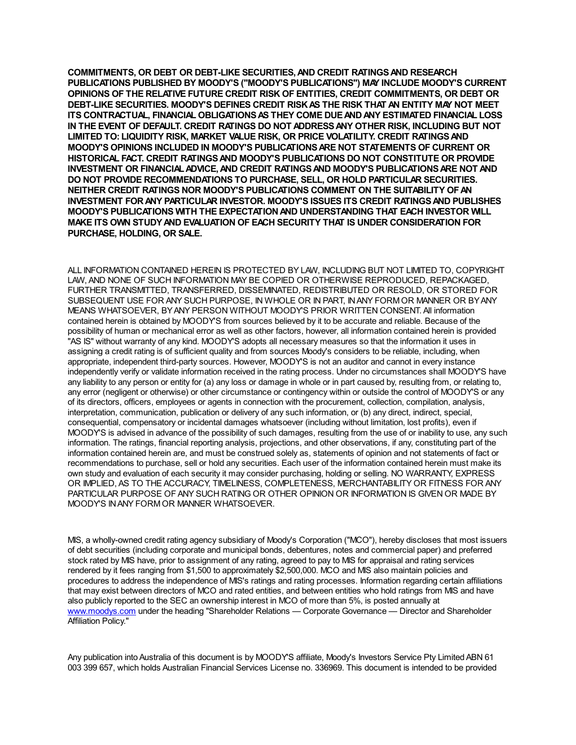**COMMITMENTS, OR DEBT OR DEBT-LIKE SECURITIES, AND CREDIT RATINGS AND RESEARCH PUBLICATIONS PUBLISHED BY MOODY'S ("MOODY'S PUBLICATIONS") MAY INCLUDE MOODY'S CURRENT OPINIONS OF THE RELATIVE FUTURE CREDIT RISK OF ENTITIES, CREDIT COMMITMENTS, OR DEBT OR DEBT-LIKE SECURITIES. MOODY'S DEFINES CREDIT RISK AS THE RISK THAT AN ENTITY MAY NOT MEET ITS CONTRACTUAL, FINANCIAL OBLIGATIONS AS THEY COME DUE AND ANY ESTIMATED FINANCIAL LOSS IN THE EVENT OF DEFAULT. CREDIT RATINGS DO NOT ADDRESS ANY OTHER RISK, INCLUDING BUT NOT LIMITED TO: LIQUIDITY RISK, MARKET VALUE RISK, OR PRICE VOLATILITY. CREDIT RATINGS AND MOODY'S OPINIONS INCLUDED IN MOODY'S PUBLICATIONS ARE NOT STATEMENTS OF CURRENT OR HISTORICAL FACT. CREDIT RATINGS AND MOODY'S PUBLICATIONS DO NOT CONSTITUTE OR PROVIDE INVESTMENT OR FINANCIAL ADVICE, AND CREDIT RATINGS AND MOODY'S PUBLICATIONS ARE NOT AND DO NOT PROVIDE RECOMMENDATIONS TO PURCHASE, SELL, OR HOLD PARTICULAR SECURITIES. NEITHER CREDIT RATINGS NOR MOODY'S PUBLICATIONS COMMENT ON THE SUITABILITY OF AN INVESTMENT FOR ANY PARTICULAR INVESTOR. MOODY'S ISSUES ITS CREDIT RATINGS AND PUBLISHES MOODY'S PUBLICATIONS WITH THE EXPECTATION AND UNDERSTANDING THAT EACH INVESTOR WILL MAKE ITS OWN STUDY AND EVALUATION OF EACH SECURITY THAT IS UNDER CONSIDERATION FOR PURCHASE, HOLDING, OR SALE.**

ALL INFORMATION CONTAINED HEREIN IS PROTECTED BY LAW, INCLUDING BUT NOT LIMITED TO, COPYRIGHT LAW, AND NONE OF SUCH INFORMATION MAY BE COPIED OR OTHERWISE REPRODUCED, REPACKAGED, FURTHER TRANSMITTED, TRANSFERRED, DISSEMINATED, REDISTRIBUTED OR RESOLD, OR STORED FOR SUBSEQUENT USE FOR ANY SUCH PURPOSE, IN WHOLE OR IN PART, IN ANY FORM OR MANNER OR BY ANY MEANS WHATSOEVER, BY ANY PERSON WITHOUT MOODY'S PRIOR WRITTEN CONSENT. All information contained herein is obtained by MOODY'S from sources believed by it to be accurate and reliable. Because of the possibility of human or mechanical error as well as other factors, however, all information contained herein is provided "AS IS" without warranty of any kind. MOODY'S adopts all necessary measures so that the information it uses in assigning a credit rating is of sufficient quality and from sources Moody's considers to be reliable, including, when appropriate, independent third-party sources. However, MOODY'S is not an auditor and cannot in every instance independently verify or validate information received in the rating process. Under no circumstances shall MOODY'S have any liability to any person or entity for (a) any loss or damage in whole or in part caused by, resulting from, or relating to, any error (negligent or otherwise) or other circumstance or contingency within or outside the control of MOODY'S or any of its directors, officers, employees or agents in connection with the procurement, collection, compilation, analysis, interpretation, communication, publication or delivery of any such information, or (b) any direct, indirect, special, consequential, compensatory or incidental damages whatsoever (including without limitation, lost profits), even if MOODY'S is advised in advance of the possibility of such damages, resulting from the use of or inability to use, any such information. The ratings, financial reporting analysis, projections, and other observations, if any, constituting part of the information contained herein are, and must be construed solely as, statements of opinion and not statements of fact or recommendations to purchase, sell or hold any securities. Each user of the information contained herein must make its own study and evaluation of each security it may consider purchasing, holding or selling. NO WARRANTY, EXPRESS OR IMPLIED, AS TO THE ACCURACY, TIMELINESS, COMPLETENESS, MERCHANTABILITY OR FITNESS FOR ANY PARTICULAR PURPOSE OF ANY SUCH RATING OR OTHER OPINION OR INFORMATION IS GIVEN OR MADE BY MOODY'S IN ANY FORM OR MANNER WHATSOEVER.

MIS, a wholly-owned credit rating agency subsidiary of Moody's Corporation ("MCO"), hereby discloses that most issuers of debt securities (including corporate and municipal bonds, debentures, notes and commercial paper) and preferred stock rated by MIS have, prior to assignment of any rating, agreed to pay to MIS for appraisal and rating services rendered by it fees ranging from $1,500 to approximately $2,500,000. MCO and MIS also maintain policies and procedures to address the independence of MIS's ratings and rating processes. Information regarding certain affiliations that may exist between directors of MCO and rated entities, and between entities who hold ratings from MIS and have also publicly reported to the SEC an ownership interest in MCO of more than 5%, is posted annually at [www.moodys.com](http://www.moodys.com) under the heading "Shareholder Relations — Corporate Governance — Director and Shareholder Affiliation Policy."

Any publication into Australia of this document is by MOODY'S affiliate, Moody's Investors Service Pty Limited ABN 61 003 399 657, which holds Australian Financial Services License no. 336969. This document is intended to be provided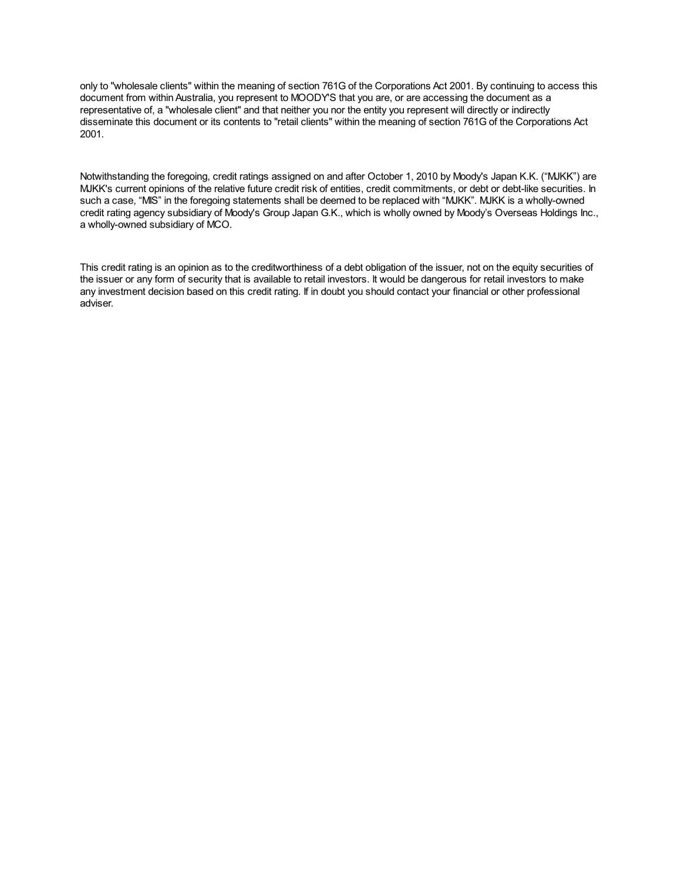only to "wholesale clients" within the meaning of section 761G of the Corporations Act 2001. By continuing to access this document from within Australia, you represent to MOODY'S that you are, or are accessing the document as a representative of, a "wholesale client" and that neither you nor the entity you represent will directly or indirectly disseminate this document or its contents to "retail clients" within the meaning of section 761G of the Corporations Act 2001.

Notwithstanding the foregoing, credit ratings assigned on and after October 1, 2010 by Moody's Japan K.K. (“MJKK”) are MJKK's current opinions of the relative future credit risk of entities, credit commitments, or debt or debt-like securities. In such a case, “MIS” in the foregoing statements shall be deemed to be replaced with “MJKK”. MJKK is a wholly-owned credit rating agency subsidiary of Moody's Group Japan G.K., which is wholly owned by Moody’s Overseas Holdings Inc., a wholly-owned subsidiary of MCO.

This credit rating is an opinion as to the creditworthiness of a debt obligation of the issuer, not on the equity securities of the issuer or any form of security that is available to retail investors. It would be dangerous for retail investors to make any investment decision based on this credit rating. If in doubt you should contact your financial or other professional adviser.